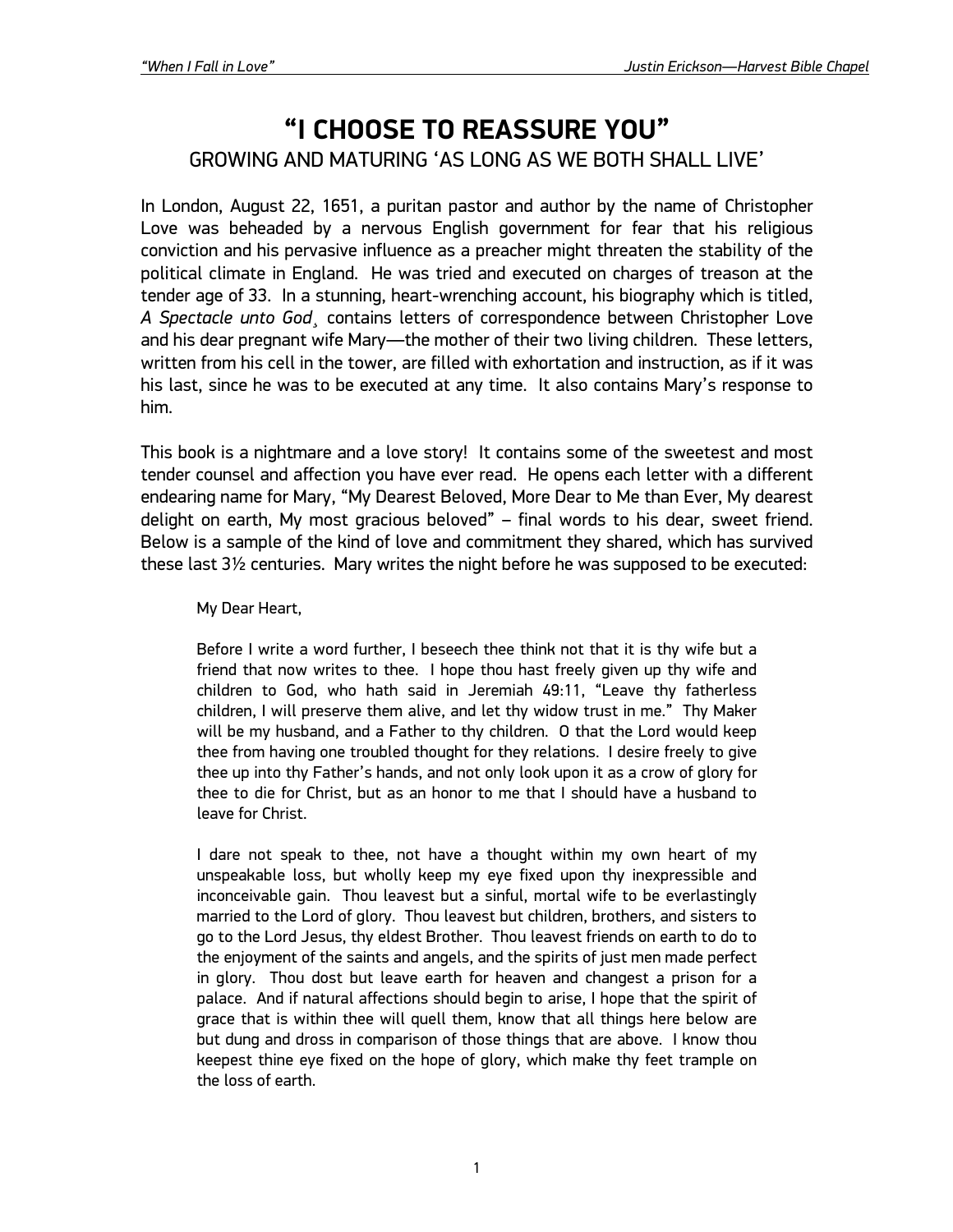# "I CHOOSE TO REASSURE YOU"

## GROWING AND MATURING 'AS LONG AS WE BOTH SHALL LIVE'

In London, August 22, 1651, a puritan pastor and author by the name of Christopher Love was beheaded by a nervous English government for fear that his religious conviction and his pervasive influence as a preacher might threaten the stability of the political climate in England. He was tried and executed on charges of treason at the tender age of 33. In a stunning, heart-wrenching account, his biography which is titled, *A Spectacle unto God*¸ contains letters of correspondence between Christopher Love and his dear pregnant wife Mary—the mother of their two living children. These letters, written from his cell in the tower, are filled with exhortation and instruction, as if it was his last, since he was to be executed at any time. It also contains Mary's response to him.

This book is a nightmare and a love story! It contains some of the sweetest and most tender counsel and affection you have ever read. He opens each letter with a different endearing name for Mary, "My Dearest Beloved, More Dear to Me than Ever, My dearest delight on earth, My most gracious beloved" – final words to his dear, sweet friend. Below is a sample of the kind of love and commitment they shared, which has survived these last 3½ centuries. Mary writes the night before he was supposed to be executed:

> My Dear Heart,
>
> Before I write a word further, I beseech thee think not that it is thy wife but a friend that now writes to thee. I hope thou hast freely given up thy wife and children to God, who hath said in Jeremiah 49:11, "Leave thy fatherless children, I will preserve them alive, and let thy widow trust in me." Thy Maker will be my husband, and a Father to thy children. O that the Lord would keep thee from having one troubled thought for they relations. I desire freely to give thee up into thy Father's hands, and not only look upon it as a crow of glory for thee to die for Christ, but as an honor to me that I should have a husband to leave for Christ.
>
> I dare not speak to thee, not have a thought within my own heart of my unspeakable loss, but wholly keep my eye fixed upon thy inexpressible and inconceivable gain. Thou leavest but a sinful, mortal wife to be everlastingly married to the Lord of glory. Thou leavest but children, brothers, and sisters to go to the Lord Jesus, thy eldest Brother. Thou leavest friends on earth to do to the enjoyment of the saints and angels, and the spirits of just men made perfect in glory. Thou dost but leave earth for heaven and changest a prison for a palace. And if natural affections should begin to arise, I hope that the spirit of grace that is within thee will quell them, know that all things here below are but dung and dross in comparison of those things that are above. I know thou keepest thine eye fixed on the hope of glory, which make thy feet trample on the loss of earth.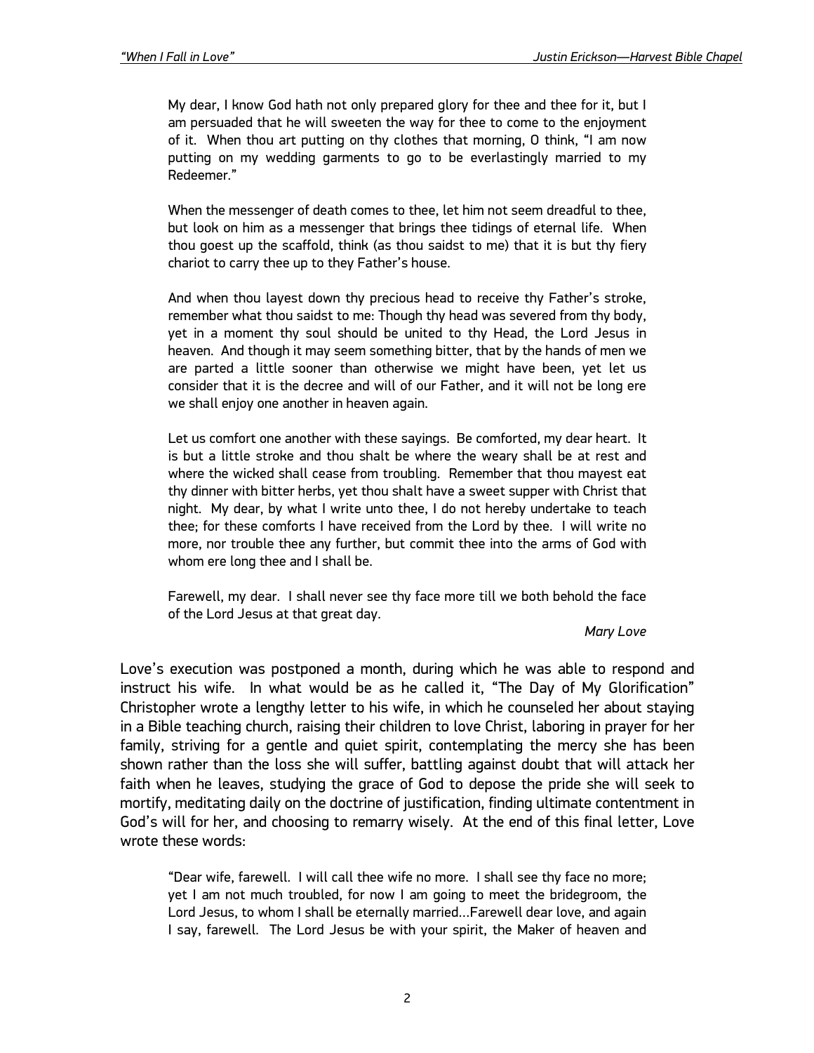> My dear, I know God hath not only prepared glory for thee and thee for it, but I am persuaded that he will sweeten the way for thee to come to the enjoyment of it. When thou art putting on thy clothes that morning, O think, "I am now putting on my wedding garments to go to be everlastingly married to my Redeemer."
>
> When the messenger of death comes to thee, let him not seem dreadful to thee, but look on him as a messenger that brings thee tidings of eternal life. When thou goest up the scaffold, think (as thou saidst to me) that it is but thy fiery chariot to carry thee up to they Father's house.
>
> And when thou layest down thy precious head to receive thy Father's stroke, remember what thou saidst to me: Though thy head was severed from thy body, yet in a moment thy soul should be united to thy Head, the Lord Jesus in heaven. And though it may seem something bitter, that by the hands of men we are parted a little sooner than otherwise we might have been, yet let us consider that it is the decree and will of our Father, and it will not be long ere we shall enjoy one another in heaven again.
>
> Let us comfort one another with these sayings. Be comforted, my dear heart. It is but a little stroke and thou shalt be where the weary shall be at rest and where the wicked shall cease from troubling. Remember that thou mayest eat thy dinner with bitter herbs, yet thou shalt have a sweet supper with Christ that night. My dear, by what I write unto thee, I do not hereby undertake to teach thee; for these comforts I have received from the Lord by thee. I will write no more, nor trouble thee any further, but commit thee into the arms of God with whom ere long thee and I shall be.
>
> Farewell, my dear. I shall never see thy face more till we both behold the face of the Lord Jesus at that great day.
>
> *Mary Love*

Love's execution was postponed a month, during which he was able to respond and instruct his wife. In what would be as he called it, "The Day of My Glorification" Christopher wrote a lengthy letter to his wife, in which he counseled her about staying in a Bible teaching church, raising their children to love Christ, laboring in prayer for her family, striving for a gentle and quiet spirit, contemplating the mercy she has been shown rather than the loss she will suffer, battling against doubt that will attack her faith when he leaves, studying the grace of God to depose the pride she will seek to mortify, meditating daily on the doctrine of justification, finding ultimate contentment in God's will for her, and choosing to remarry wisely. At the end of this final letter, Love wrote these words:

> "Dear wife, farewell. I will call thee wife no more. I shall see thy face no more; yet I am not much troubled, for now I am going to meet the bridegroom, the Lord Jesus, to whom I shall be eternally married…Farewell dear love, and again I say, farewell. The Lord Jesus be with your spirit, the Maker of heaven and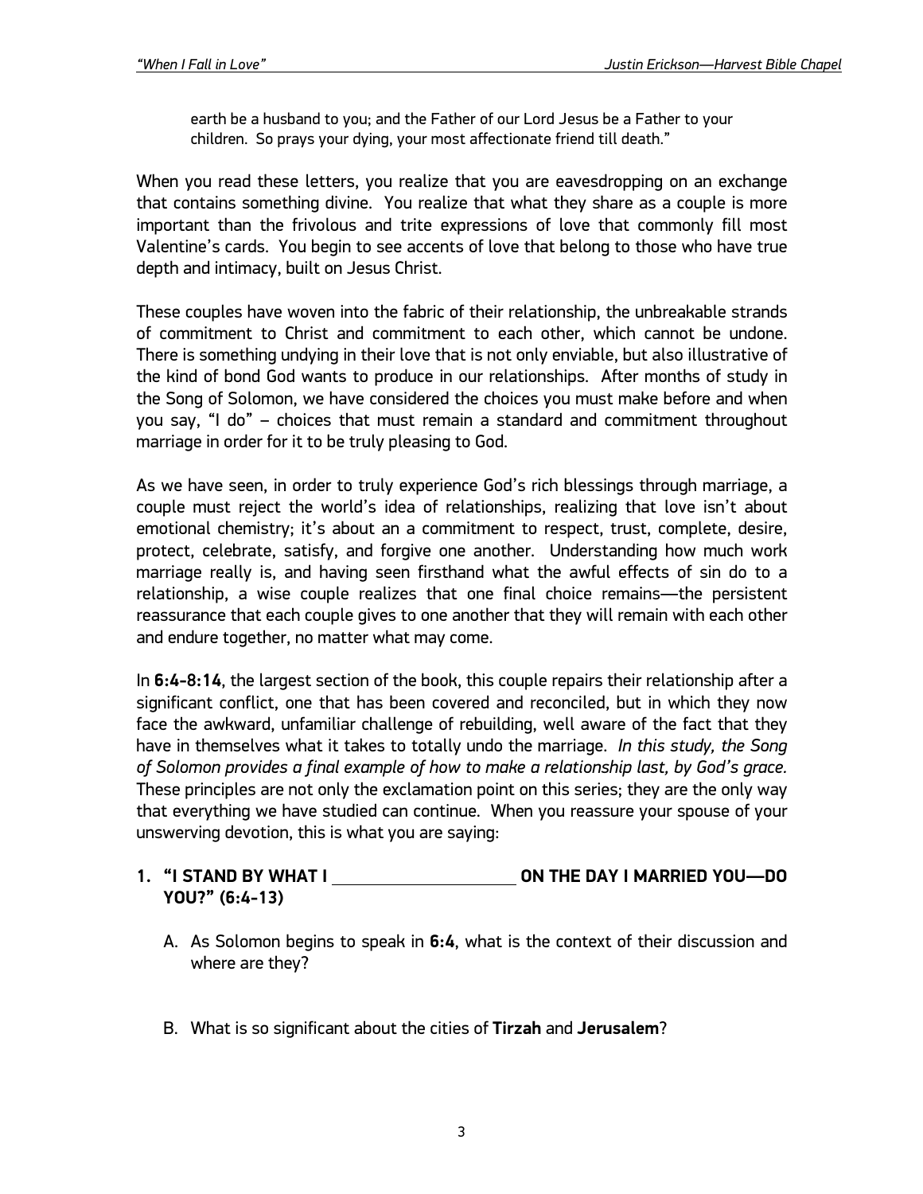> earth be a husband to you; and the Father of our Lord Jesus be a Father to your children. So prays your dying, your most affectionate friend till death."

When you read these letters, you realize that you are eavesdropping on an exchange that contains something divine. You realize that what they share as a couple is more important than the frivolous and trite expressions of love that commonly fill most Valentine's cards. You begin to see accents of love that belong to those who have true depth and intimacy, built on Jesus Christ.

These couples have woven into the fabric of their relationship, the unbreakable strands of commitment to Christ and commitment to each other, which cannot be undone. There is something undying in their love that is not only enviable, but also illustrative of the kind of bond God wants to produce in our relationships. After months of study in the Song of Solomon, we have considered the choices you must make before and when you say, "I do" – choices that must remain a standard and commitment throughout marriage in order for it to be truly pleasing to God.

As we have seen, in order to truly experience God's rich blessings through marriage, a couple must reject the world's idea of relationships, realizing that love isn't about emotional chemistry; it's about an a commitment to respect, trust, complete, desire, protect, celebrate, satisfy, and forgive one another. Understanding how much work marriage really is, and having seen firsthand what the awful effects of sin do to a relationship, a wise couple realizes that one final choice remains—the persistent reassurance that each couple gives to one another that they will remain with each other and endure together, no matter what may come.

In **6:4-8:14**, the largest section of the book, this couple repairs their relationship after a significant conflict, one that has been covered and reconciled, but in which they now face the awkward, unfamiliar challenge of rebuilding, well aware of the fact that they have in themselves what it takes to totally undo the marriage. *In this study, the Song of Solomon provides a final example of how to make a relationship last, by God's grace.* These principles are not only the exclamation point on this series; they are the only way that everything we have studied can continue. When you reassure your spouse of your unswerving devotion, this is what you are saying:

**1. "I STAND BY WHAT I ____________________ ON THE DAY I MARRIED YOU—DO YOU?" (6:4-13)**

A. As Solomon begins to speak in **6:4**, what is the context of their discussion and where are they?

B. What is so significant about the cities of **Tirzah** and **Jerusalem**?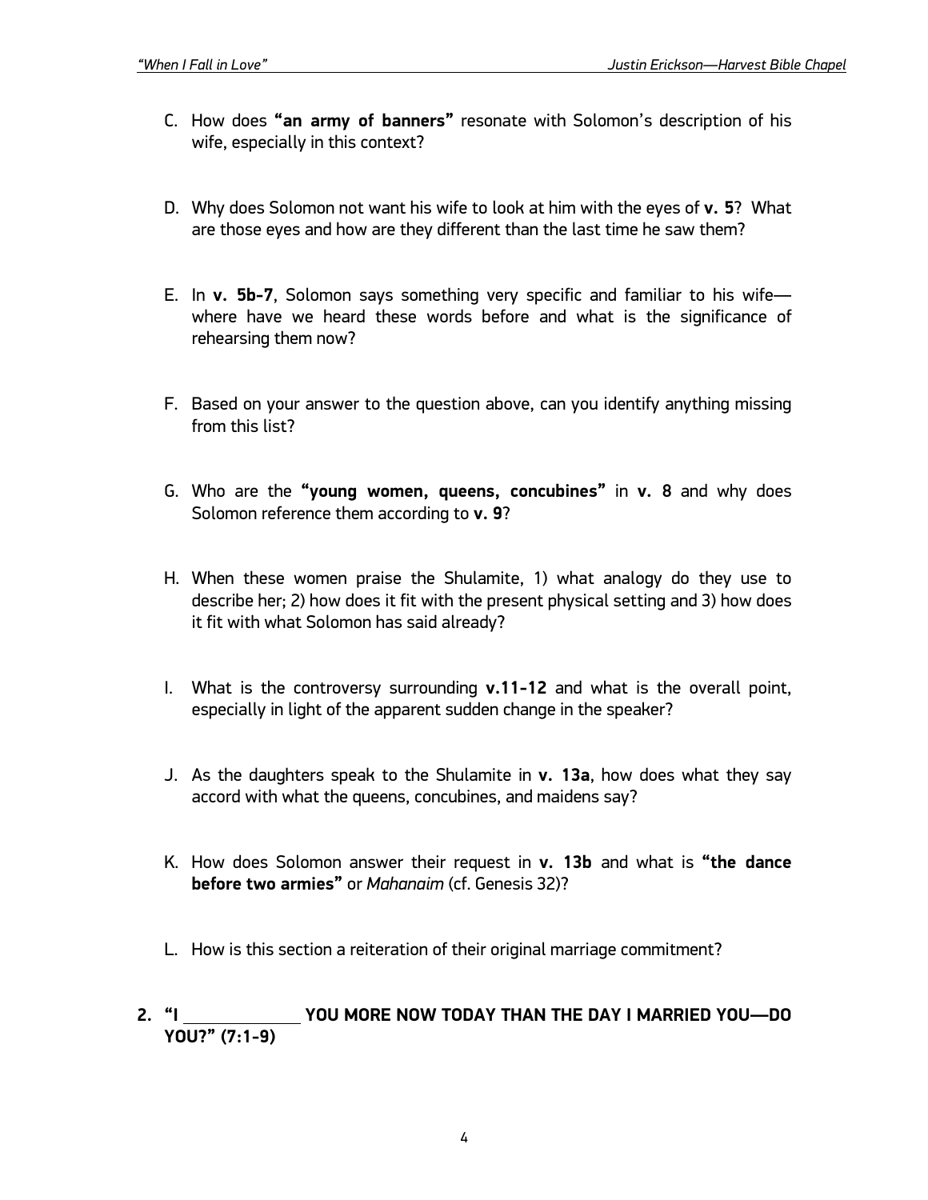C. How does **"an army of banners"** resonate with Solomon's description of his wife, especially in this context?

D. Why does Solomon not want his wife to look at him with the eyes of **v. 5**? What are those eyes and how are they different than the last time he saw them?

E. In **v. 5b-7**, Solomon says something very specific and familiar to his wife—where have we heard these words before and what is the significance of rehearsing them now?

F. Based on your answer to the question above, can you identify anything missing from this list?

G. Who are the **"young women, queens, concubines"** in **v. 8** and why does Solomon reference them according to **v. 9**?

H. When these women praise the Shulamite, 1) what analogy do they use to describe her; 2) how does it fit with the present physical setting and 3) how does it fit with what Solomon has said already?

I. What is the controversy surrounding **v.11-12** and what is the overall point, especially in light of the apparent sudden change in the speaker?

J. As the daughters speak to the Shulamite in **v. 13a**, how does what they say accord with what the queens, concubines, and maidens say?

K. How does Solomon answer their request in **v. 13b** and what is **"the dance before two armies"** or *Mahanaim* (cf. Genesis 32)?

L. How is this section a reiteration of their original marriage commitment?

## 2. "I ____________ YOU MORE NOW TODAY THAN THE DAY I MARRIED YOU—DO YOU?" (7:1-9)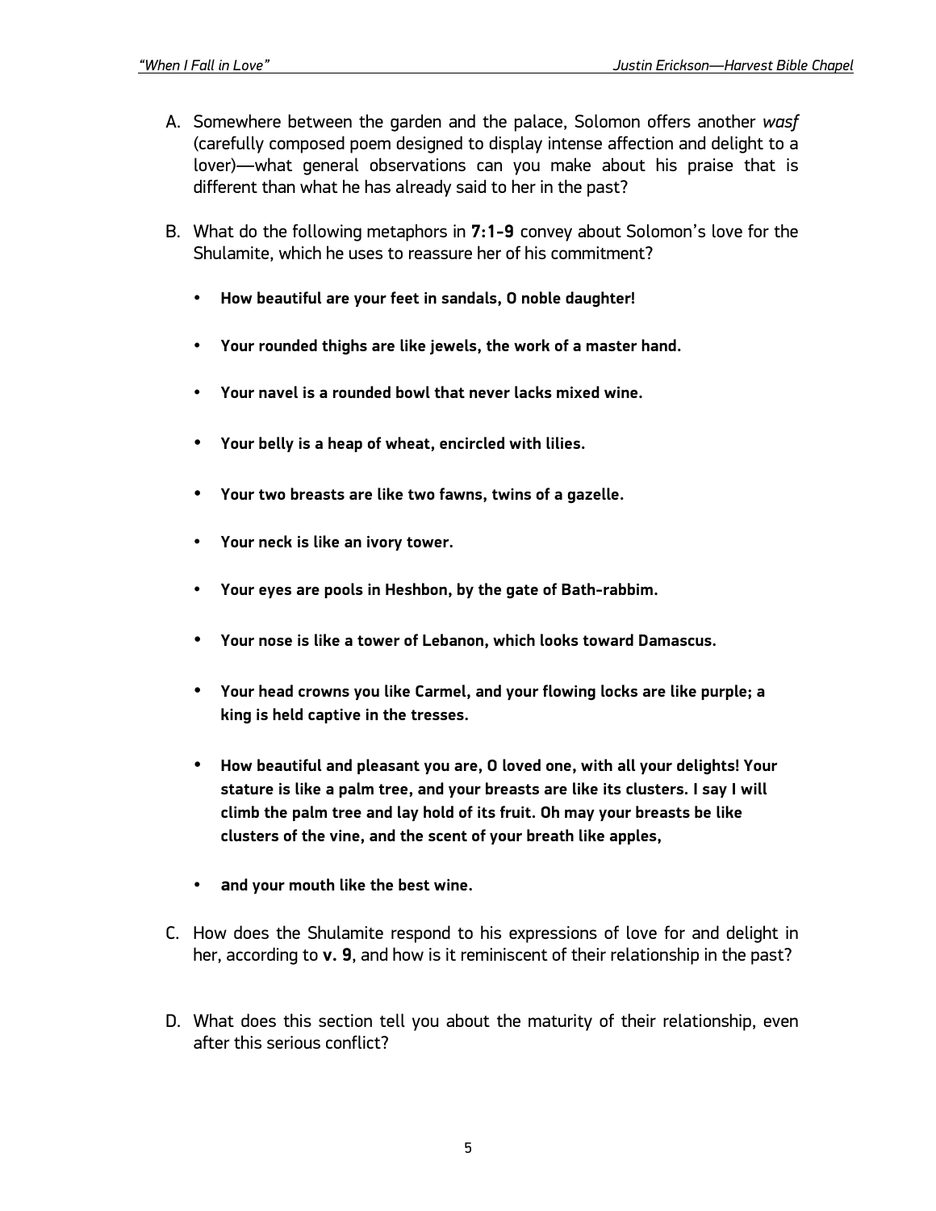A. Somewhere between the garden and the palace, Solomon offers another *wasf* (carefully composed poem designed to display intense affection and delight to a lover)—what general observations can you make about his praise that is different than what he has already said to her in the past?

B. What do the following metaphors in **7:1-9** convey about Solomon's love for the Shulamite, which he uses to reassure her of his commitment?

- **How beautiful are your feet in sandals, O noble daughter!**
- **Your rounded thighs are like jewels, the work of a master hand.**
- **Your navel is a rounded bowl that never lacks mixed wine.**
- **Your belly is a heap of wheat, encircled with lilies.**
- **Your two breasts are like two fawns, twins of a gazelle.**
- **Your neck is like an ivory tower.**
- **Your eyes are pools in Heshbon, by the gate of Bath-rabbim.**
- **Your nose is like a tower of Lebanon, which looks toward Damascus.**
- **Your head crowns you like Carmel, and your flowing locks are like purple; a king is held captive in the tresses.**
- **How beautiful and pleasant you are, O loved one, with all your delights! Your stature is like a palm tree, and your breasts are like its clusters. I say I will climb the palm tree and lay hold of its fruit. Oh may your breasts be like clusters of the vine, and the scent of your breath like apples,**
- **and your mouth like the best wine.**

C. How does the Shulamite respond to his expressions of love for and delight in her, according to **v. 9**, and how is it reminiscent of their relationship in the past?

D. What does this section tell you about the maturity of their relationship, even after this serious conflict?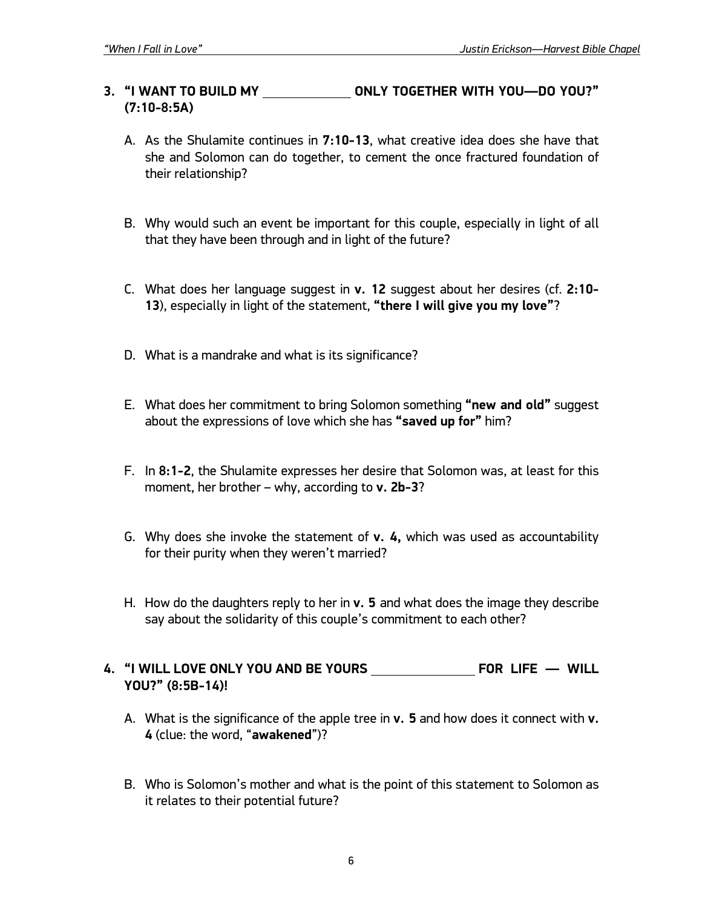## 3. "I WANT TO BUILD MY ____________ ONLY TOGETHER WITH YOU—DO YOU?" (7:10-8:5A)

A. As the Shulamite continues in **7:10-13**, what creative idea does she have that she and Solomon can do together, to cement the once fractured foundation of their relationship?

B. Why would such an event be important for this couple, especially in light of all that they have been through and in light of the future?

C. What does her language suggest in **v. 12** suggest about her desires (cf. **2:10-13**), especially in light of the statement, **"there I will give you my love"**?

D. What is a mandrake and what is its significance?

E. What does her commitment to bring Solomon something **"new and old"** suggest about the expressions of love which she has **"saved up for"** him?

F. In **8:1-2**, the Shulamite expresses her desire that Solomon was, at least for this moment, her brother – why, according to **v. 2b-3**?

G. Why does she invoke the statement of **v. 4,** which was used as accountability for their purity when they weren't married?

H. How do the daughters reply to her in **v. 5** and what does the image they describe say about the solidarity of this couple's commitment to each other?

## 4. "I WILL LOVE ONLY YOU AND BE YOURS ______________ FOR LIFE — WILL YOU?" (8:5B-14)!

A. What is the significance of the apple tree in **v. 5** and how does it connect with **v. 4** (clue: the word, "**awakened**")?

B. Who is Solomon's mother and what is the point of this statement to Solomon as it relates to their potential future?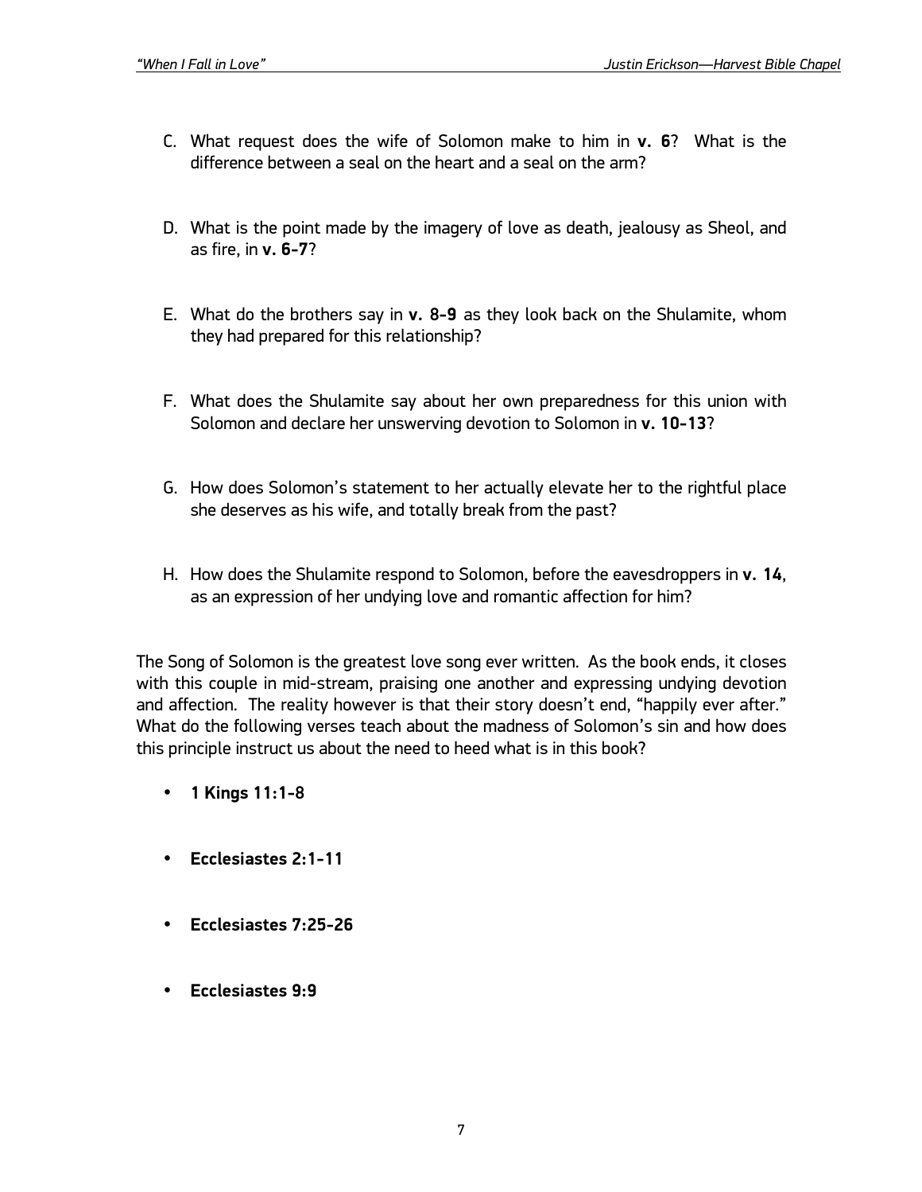C. What request does the wife of Solomon make to him in **v. 6**? What is the difference between a seal on the heart and a seal on the arm?

D. What is the point made by the imagery of love as death, jealousy as Sheol, and as fire, in **v. 6-7**?

E. What do the brothers say in **v. 8-9** as they look back on the Shulamite, whom they had prepared for this relationship?

F. What does the Shulamite say about her own preparedness for this union with Solomon and declare her unswerving devotion to Solomon in **v. 10-13**?

G. How does Solomon's statement to her actually elevate her to the rightful place she deserves as his wife, and totally break from the past?

H. How does the Shulamite respond to Solomon, before the eavesdroppers in **v. 14**, as an expression of her undying love and romantic affection for him?

The Song of Solomon is the greatest love song ever written. As the book ends, it closes with this couple in mid-stream, praising one another and expressing undying devotion and affection. The reality however is that their story doesn't end, "happily ever after." What do the following verses teach about the madness of Solomon's sin and how does this principle instruct us about the need to heed what is in this book?

- **1 Kings 11:1-8**

- **Ecclesiastes 2:1-11**

- **Ecclesiastes 7:25-26**

- **Ecclesiastes 9:9**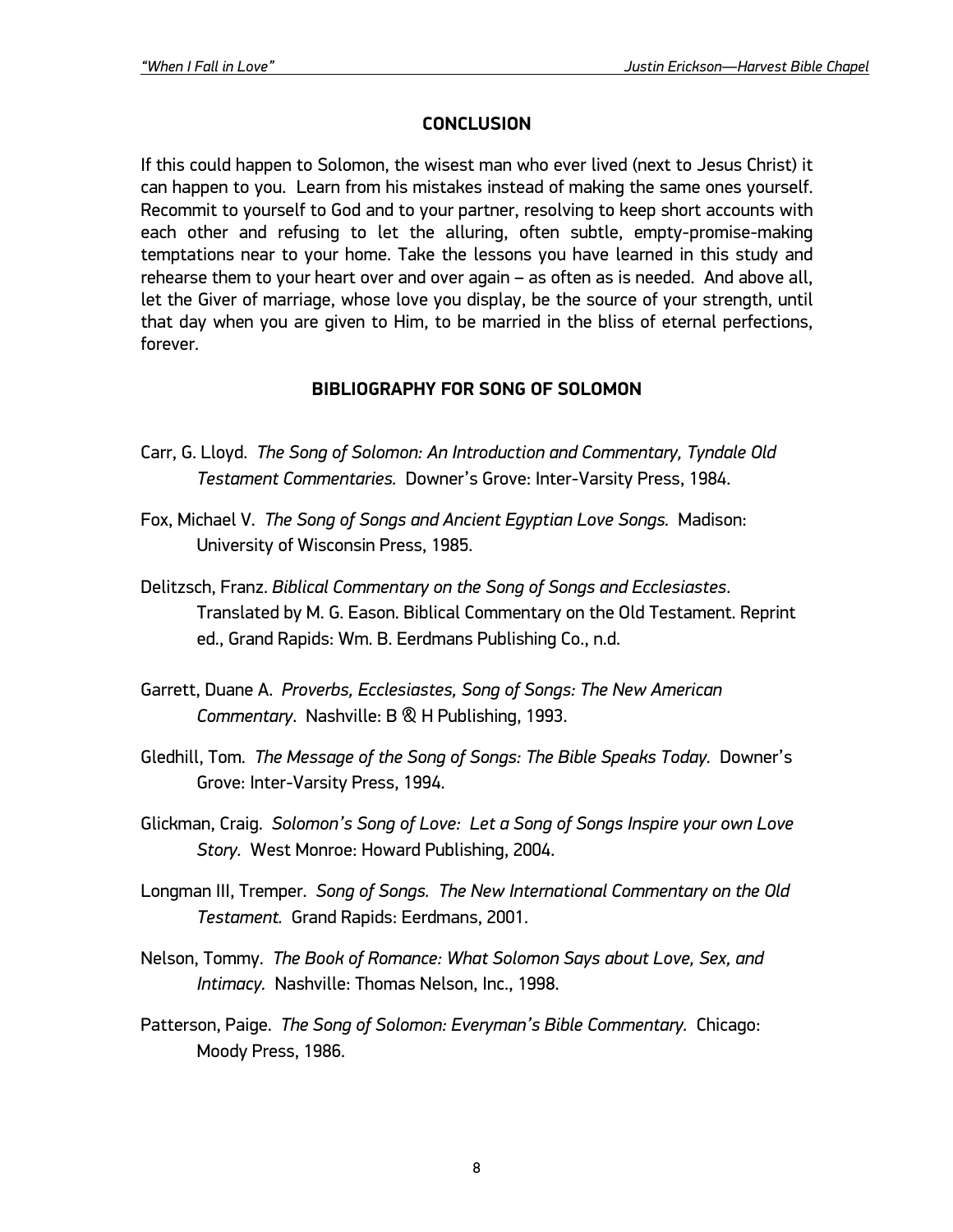## CONCLUSION

If this could happen to Solomon, the wisest man who ever lived (next to Jesus Christ) it can happen to you. Learn from his mistakes instead of making the same ones yourself. Recommit to yourself to God and to your partner, resolving to keep short accounts with each other and refusing to let the alluring, often subtle, empty-promise-making temptations near to your home. Take the lessons you have learned in this study and rehearse them to your heart over and over again – as often as is needed. And above all, let the Giver of marriage, whose love you display, be the source of your strength, until that day when you are given to Him, to be married in the bliss of eternal perfections, forever.

## BIBLIOGRAPHY FOR SONG OF SOLOMON

Carr, G. Lloyd. *The Song of Solomon: An Introduction and Commentary, Tyndale Old Testament Commentaries.* Downer's Grove: Inter-Varsity Press, 1984.

Fox, Michael V. *The Song of Songs and Ancient Egyptian Love Songs.* Madison: University of Wisconsin Press, 1985.

Delitzsch, Franz. *Biblical Commentary on the Song of Songs and Ecclesiastes*. Translated by M. G. Eason. Biblical Commentary on the Old Testament. Reprint ed., Grand Rapids: Wm. B. Eerdmans Publishing Co., n.d.

Garrett, Duane A. *Proverbs, Ecclesiastes, Song of Songs: The New American Commentary*. Nashville: B & H Publishing, 1993.

Gledhill, Tom. *The Message of the Song of Songs: The Bible Speaks Today.* Downer's Grove: Inter-Varsity Press, 1994.

Glickman, Craig. *Solomon's Song of Love: Let a Song of Songs Inspire your own Love Story*. West Monroe: Howard Publishing, 2004.

Longman III, Tremper. *Song of Songs. The New International Commentary on the Old Testament.* Grand Rapids: Eerdmans, 2001.

Nelson, Tommy. *The Book of Romance: What Solomon Says about Love, Sex, and Intimacy.* Nashville: Thomas Nelson, Inc., 1998.

Patterson, Paige. *The Song of Solomon: Everyman's Bible Commentary.* Chicago: Moody Press, 1986.